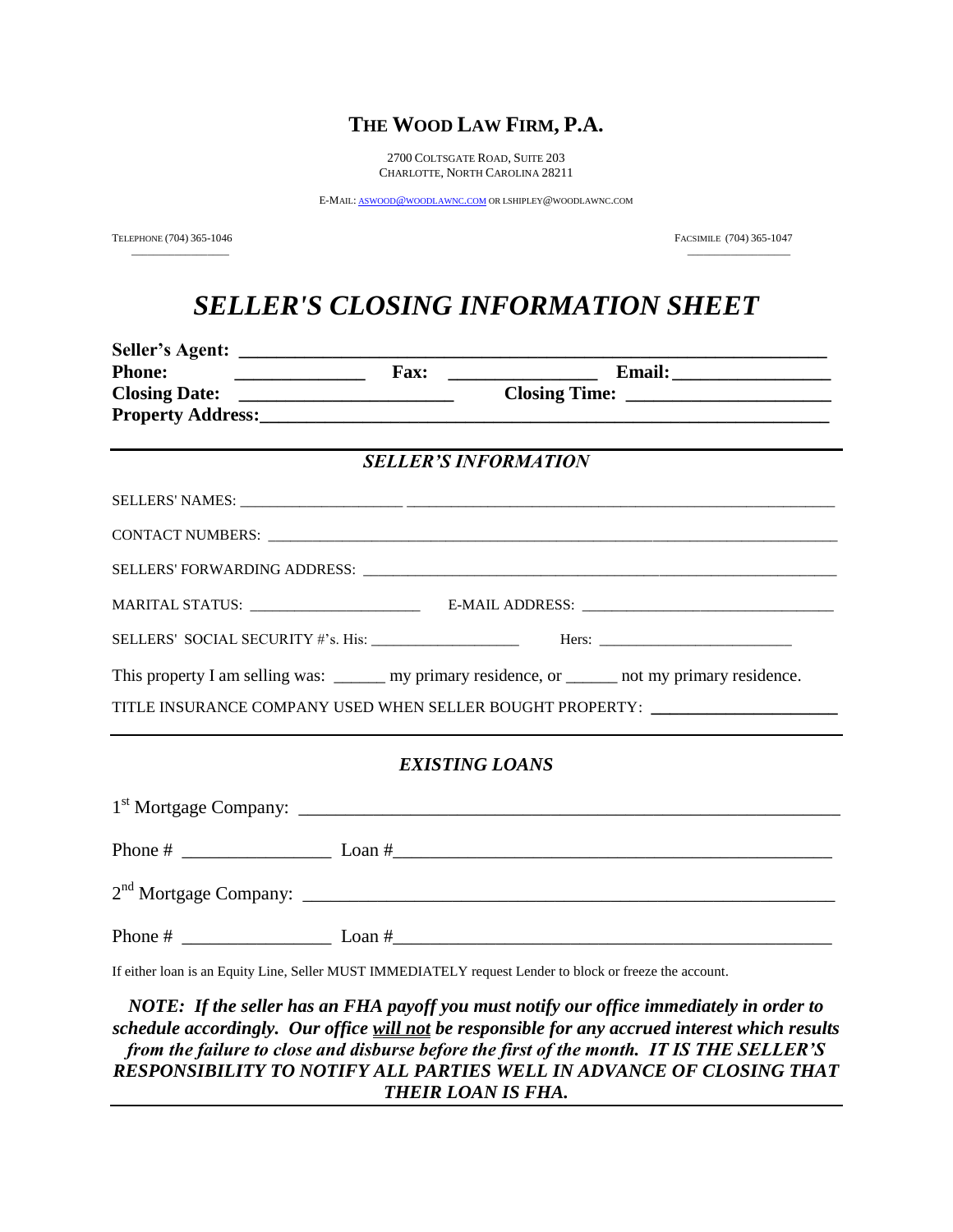# THE WOOD LAW FIRM, P.A.

2700 COLTSGATE ROAD, SUITE 203
CHARLOTTE, NORTH CAROLINA 28211

E-MAIL: ASWOOD@WOODLAWNC.COM OR LSHIPLEY@WOODLAWNC.COM

TELEPHONE (704) 365-1046 FACSIMILE (704) 365-1047

## *SELLER'S CLOSING INFORMATION SHEET*

**Seller's Agent:** ________________________________________________________________

**Phone:** ______________ **Fax:** ________________ **Email:** ________________

**Closing Date:** ______________________ **Closing Time:** ______________________

**Property Address:** ________________________________________________________________

---

### *SELLER'S INFORMATION*

SELLERS' NAMES: ______________________ ____________________________________________

CONTACT NUMBERS: ________________________________________________________________

SELLERS' FORWARDING ADDRESS: ____________________________________________________

MARITAL STATUS: ______________________ E-MAIL ADDRESS: ________________________________

SELLERS' SOCIAL SECURITY #'s. His: ____________________ Hers: __________________________

This property I am selling was: ______ my primary residence, or ______ not my primary residence.

TITLE INSURANCE COMPANY USED WHEN SELLER BOUGHT PROPERTY: ______________________

---

### *EXISTING LOANS*

1st Mortgage Company: ____________________________________________________________

Phone # ________________ Loan # ______________________________________________

2nd Mortgage Company: ____________________________________________________________

Phone # ________________ Loan # ______________________________________________

If either loan is an Equity Line, Seller MUST IMMEDIATELY request Lender to block or freeze the account.

***NOTE: If the seller has an FHA payoff you must notify our office immediately in order to schedule accordingly. Our office <u>will not</u> be responsible for any accrued interest which results from the failure to close and disburse before the first of the month. IT IS THE SELLER'S RESPONSIBILITY TO NOTIFY ALL PARTIES WELL IN ADVANCE OF CLOSING THAT THEIR LOAN IS FHA.***

---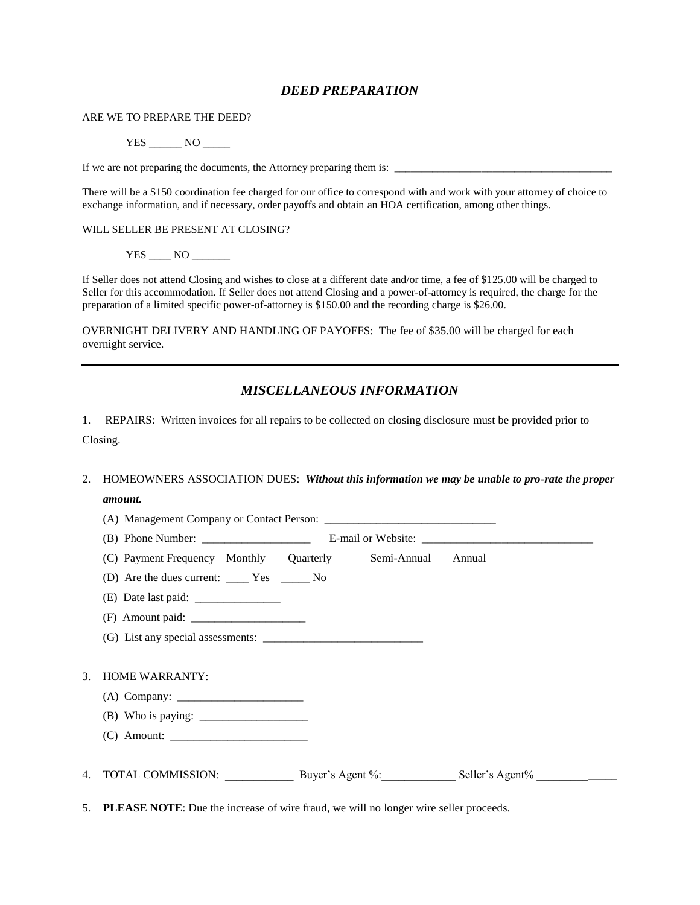## *DEED PREPARATION*

ARE WE TO PREPARE THE DEED?

YES ______ NO _____

If we are not preparing the documents, the Attorney preparing them is: _________________________________________

There will be a $150 coordination fee charged for our office to correspond with and work with your attorney of choice to exchange information, and if necessary, order payoffs and obtain an HOA certification, among other things.

WILL SELLER BE PRESENT AT CLOSING?

YES ____ NO _______

If Seller does not attend Closing and wishes to close at a different date and/or time, a fee of $125.00 will be charged to Seller for this accommodation. If Seller does not attend Closing and a power-of-attorney is required, the charge for the preparation of a limited specific power-of-attorney is $150.00 and the recording charge is $26.00.

OVERNIGHT DELIVERY AND HANDLING OF PAYOFFS: The fee of $35.00 will be charged for each overnight service.

---

## *MISCELLANEOUS INFORMATION*

1. REPAIRS: Written invoices for all repairs to be collected on closing disclosure must be provided prior to Closing.

2. HOMEOWNERS ASSOCIATION DUES: ***Without this information we may be unable to pro-rate the proper amount.***
   - (A) Management Company or Contact Person: ______________________________
   - (B) Phone Number: ___________________ E-mail or Website: ______________________________
   - (C) Payment Frequency Monthly Quarterly Semi-Annual Annual
   - (D) Are the dues current: ____ Yes _____ No
   - (E) Date last paid: _______________
   - (F) Amount paid: ____________________
   - (G) List any special assessments: ____________________________

3. HOME WARRANTY:
   - (A) Company: ______________________
   - (B) Who is paying: ___________________
   - (C) Amount: ________________________

4. TOTAL COMMISSION: ____________ Buyer's Agent %:_____________ Seller's Agent% ______________

5. **PLEASE NOTE**: Due the increase of wire fraud, we will no longer wire seller proceeds.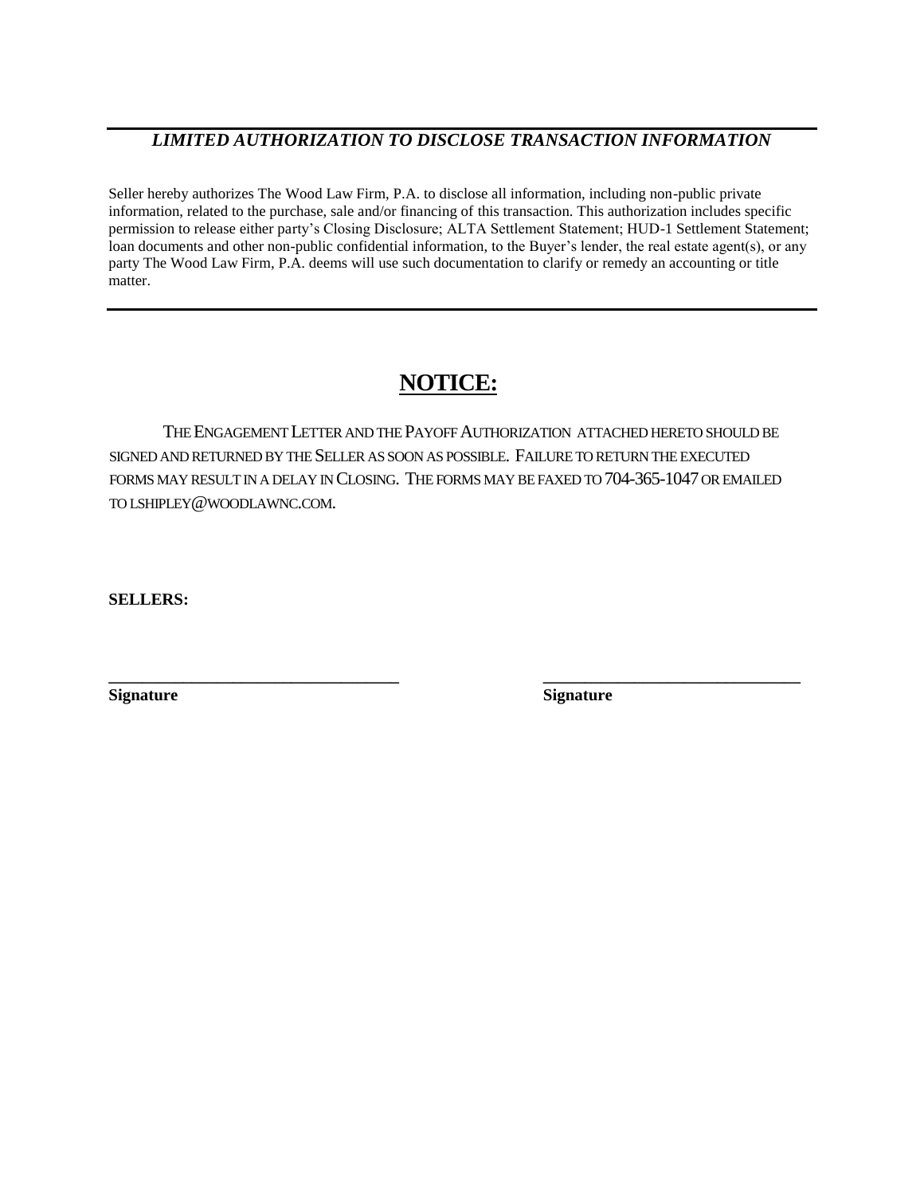## *LIMITED AUTHORIZATION TO DISCLOSE TRANSACTION INFORMATION*

Seller hereby authorizes The Wood Law Firm, P.A. to disclose all information, including non-public private information, related to the purchase, sale and/or financing of this transaction. This authorization includes specific permission to release either party's Closing Disclosure; ALTA Settlement Statement; HUD-1 Settlement Statement; loan documents and other non-public confidential information, to the Buyer's lender, the real estate agent(s), or any party The Wood Law Firm, P.A. deems will use such documentation to clarify or remedy an accounting or title matter.

---

# NOTICE:

THE ENGAGEMENT LETTER AND THE PAYOFF AUTHORIZATION ATTACHED HERETO SHOULD BE SIGNED AND RETURNED BY THE SELLER AS SOON AS POSSIBLE. FAILURE TO RETURN THE EXECUTED FORMS MAY RESULT IN A DELAY IN CLOSING. THE FORMS MAY BE FAXED TO 704-365-1047 OR EMAILED TO LSHIPLEY@WOODLAWNC.COM.

**SELLERS:**

___________________________________ ___________________________________
**Signature** **Signature**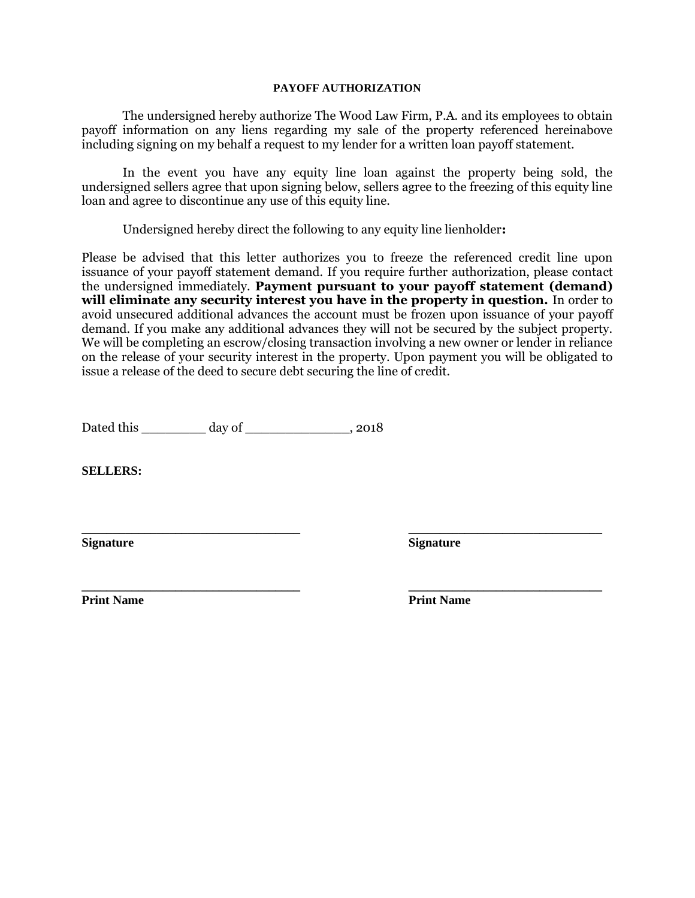**PAYOFF AUTHORIZATION**

The undersigned hereby authorize The Wood Law Firm, P.A. and its employees to obtain payoff information on any liens regarding my sale of the property referenced hereinabove including signing on my behalf a request to my lender for a written loan payoff statement.

In the event you have any equity line loan against the property being sold, the undersigned sellers agree that upon signing below, sellers agree to the freezing of this equity line loan and agree to discontinue any use of this equity line.

Undersigned hereby direct the following to any equity line lienholder**:**

Please be advised that this letter authorizes you to freeze the referenced credit line upon issuance of your payoff statement demand. If you require further authorization, please contact the undersigned immediately. **Payment pursuant to your payoff statement (demand) will eliminate any security interest you have in the property in question.** In order to avoid unsecured additional advances the account must be frozen upon issuance of your payoff demand. If you make any additional advances they will not be secured by the subject property. We will be completing an escrow/closing transaction involving a new owner or lender in reliance on the release of your security interest in the property. Upon payment you will be obligated to issue a release of the deed to secure debt securing the line of credit.

Dated this ________ day of _____________, 2018

**SELLERS:**

_____________________________ _____________________________
**Signature** **Signature**

_____________________________ _____________________________
**Print Name** **Print Name**